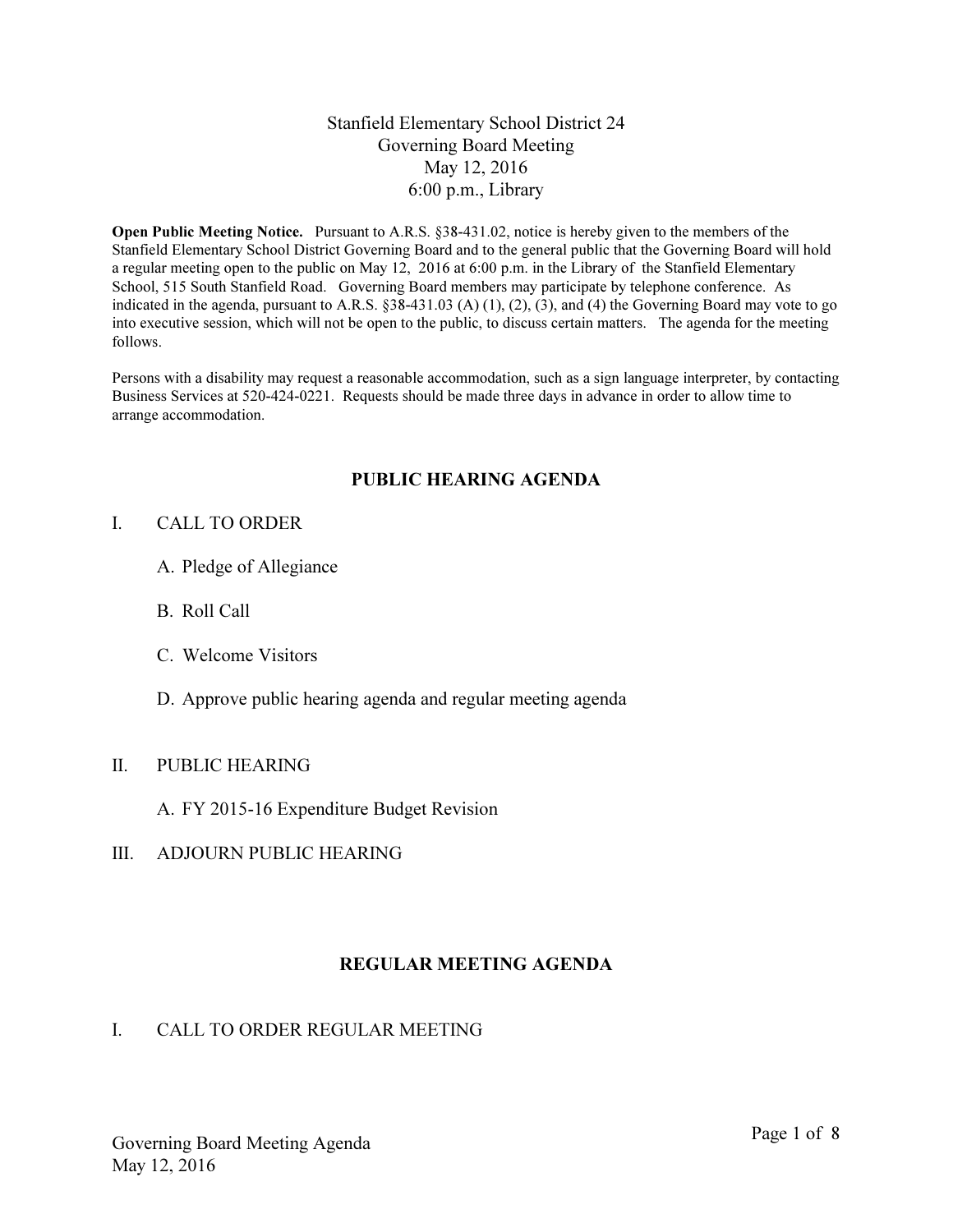# Stanfield Elementary School District 24
## Governing Board Meeting
## May 12, 2016
## 6:00 p.m., Library

**Open Public Meeting Notice.** Pursuant to A.R.S. §38-431.02, notice is hereby given to the members of the Stanfield Elementary School District Governing Board and to the general public that the Governing Board will hold a regular meeting open to the public on May 12, 2016 at 6:00 p.m. in the Library of the Stanfield Elementary School, 515 South Stanfield Road. Governing Board members may participate by telephone conference. As indicated in the agenda, pursuant to A.R.S. §38-431.03 (A) (1), (2), (3), and (4) the Governing Board may vote to go into executive session, which will not be open to the public, to discuss certain matters. The agenda for the meeting follows.

Persons with a disability may request a reasonable accommodation, such as a sign language interpreter, by contacting Business Services at 520-424-0221. Requests should be made three days in advance in order to allow time to arrange accommodation.

## PUBLIC HEARING AGENDA

I. CALL TO ORDER

   A. Pledge of Allegiance

   B. Roll Call

   C. Welcome Visitors

   D. Approve public hearing agenda and regular meeting agenda

II. PUBLIC HEARING

   A. FY 2015-16 Expenditure Budget Revision

III. ADJOURN PUBLIC HEARING

## REGULAR MEETING AGENDA

I. CALL TO ORDER REGULAR MEETING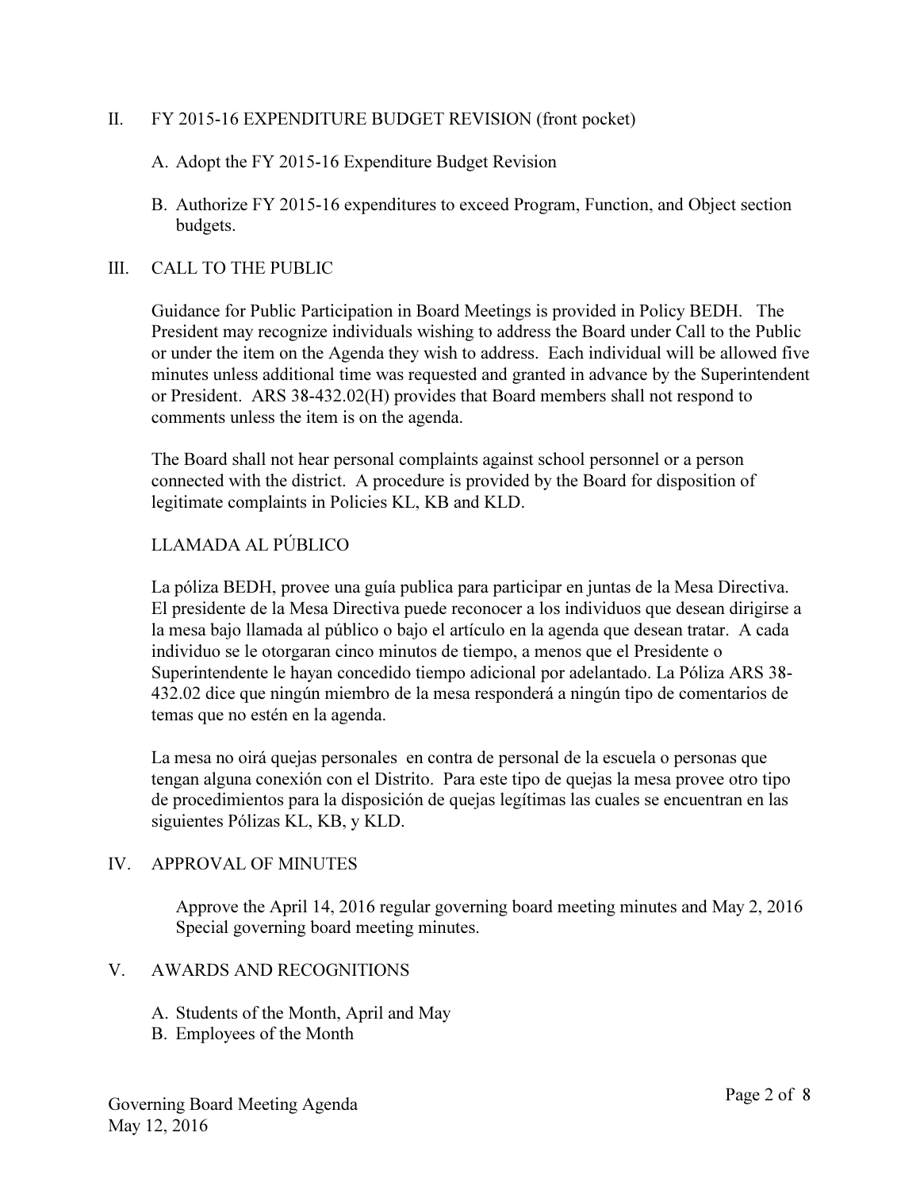## II. FY 2015-16 EXPENDITURE BUDGET REVISION (front pocket)

A. Adopt the FY 2015-16 Expenditure Budget Revision

B. Authorize FY 2015-16 expenditures to exceed Program, Function, and Object section budgets.

## III. CALL TO THE PUBLIC

Guidance for Public Participation in Board Meetings is provided in Policy BEDH. The President may recognize individuals wishing to address the Board under Call to the Public or under the item on the Agenda they wish to address. Each individual will be allowed five minutes unless additional time was requested and granted in advance by the Superintendent or President. ARS 38-432.02(H) provides that Board members shall not respond to comments unless the item is on the agenda.

The Board shall not hear personal complaints against school personnel or a person connected with the district. A procedure is provided by the Board for disposition of legitimate complaints in Policies KL, KB and KLD.

### LLAMADA AL PÚBLICO

La póliza BEDH, provee una guía publica para participar en juntas de la Mesa Directiva. El presidente de la Mesa Directiva puede reconocer a los individuos que desean dirigirse a la mesa bajo llamada al público o bajo el artículo en la agenda que desean tratar. A cada individuo se le otorgaran cinco minutos de tiempo, a menos que el Presidente o Superintendente le hayan concedido tiempo adicional por adelantado. La Póliza ARS 38-432.02 dice que ningún miembro de la mesa responderá a ningún tipo de comentarios de temas que no estén en la agenda.

La mesa no oirá quejas personales en contra de personal de la escuela o personas que tengan alguna conexión con el Distrito. Para este tipo de quejas la mesa provee otro tipo de procedimientos para la disposición de quejas legítimas las cuales se encuentran en las siguientes Pólizas KL, KB, y KLD.

## IV. APPROVAL OF MINUTES

Approve the April 14, 2016 regular governing board meeting minutes and May 2, 2016 Special governing board meeting minutes.

## V. AWARDS AND RECOGNITIONS

A. Students of the Month, April and May
B. Employees of the Month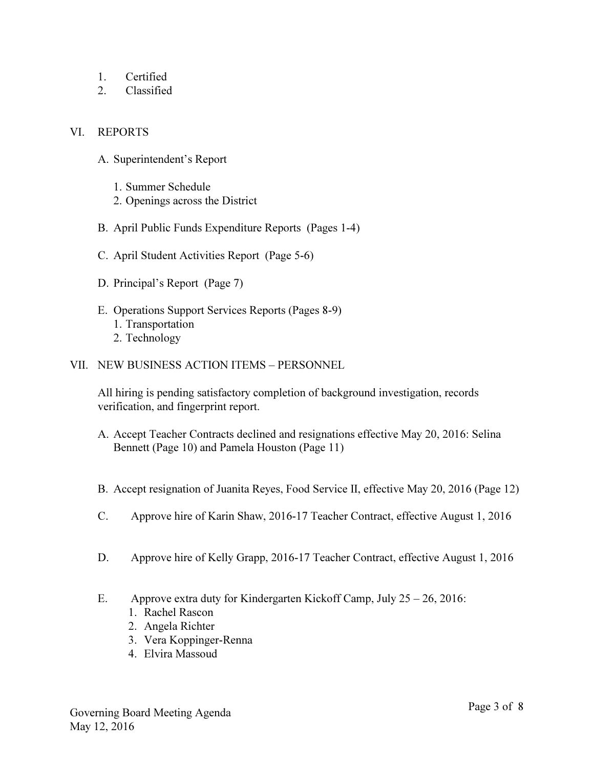1. Certified
2. Classified

## VI. REPORTS

A. Superintendent's Report

   1. Summer Schedule
   2. Openings across the District

B. April Public Funds Expenditure Reports (Pages 1-4)

C. April Student Activities Report (Page 5-6)

D. Principal's Report (Page 7)

E. Operations Support Services Reports (Pages 8-9)
   1. Transportation
   2. Technology

## VII. NEW BUSINESS ACTION ITEMS – PERSONNEL

All hiring is pending satisfactory completion of background investigation, records verification, and fingerprint report.

A. Accept Teacher Contracts declined and resignations effective May 20, 2016: Selina Bennett (Page 10) and Pamela Houston (Page 11)

B. Accept resignation of Juanita Reyes, Food Service II, effective May 20, 2016 (Page 12)

C. Approve hire of Karin Shaw, 2016-17 Teacher Contract, effective August 1, 2016

D. Approve hire of Kelly Grapp, 2016-17 Teacher Contract, effective August 1, 2016

E. Approve extra duty for Kindergarten Kickoff Camp, July 25 – 26, 2016:
   1. Rachel Rascon
   2. Angela Richter
   3. Vera Koppinger-Renna
   4. Elvira Massoud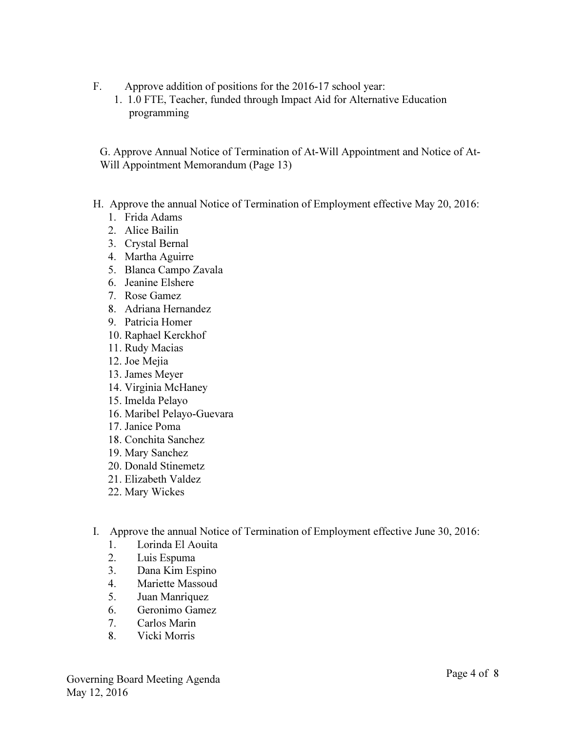F. Approve addition of positions for the 2016-17 school year:

1. 1.0 FTE, Teacher, funded through Impact Aid for Alternative Education programming

G. Approve Annual Notice of Termination of At-Will Appointment and Notice of At-Will Appointment Memorandum (Page 13)

H. Approve the annual Notice of Termination of Employment effective May 20, 2016:

1. Frida Adams
2. Alice Bailin
3. Crystal Bernal
4. Martha Aguirre
5. Blanca Campo Zavala
6. Jeanine Elshere
7. Rose Gamez
8. Adriana Hernandez
9. Patricia Homer
10. Raphael Kerckhof
11. Rudy Macias
12. Joe Mejia
13. James Meyer
14. Virginia McHaney
15. Imelda Pelayo
16. Maribel Pelayo-Guevara
17. Janice Poma
18. Conchita Sanchez
19. Mary Sanchez
20. Donald Stinemetz
21. Elizabeth Valdez
22. Mary Wickes

I. Approve the annual Notice of Termination of Employment effective June 30, 2016:

1. Lorinda El Aouita
2. Luis Espuma
3. Dana Kim Espino
4. Mariette Massoud
5. Juan Manriquez
6. Geronimo Gamez
7. Carlos Marin
8. Vicki Morris

Governing Board Meeting Agenda
May 12, 2016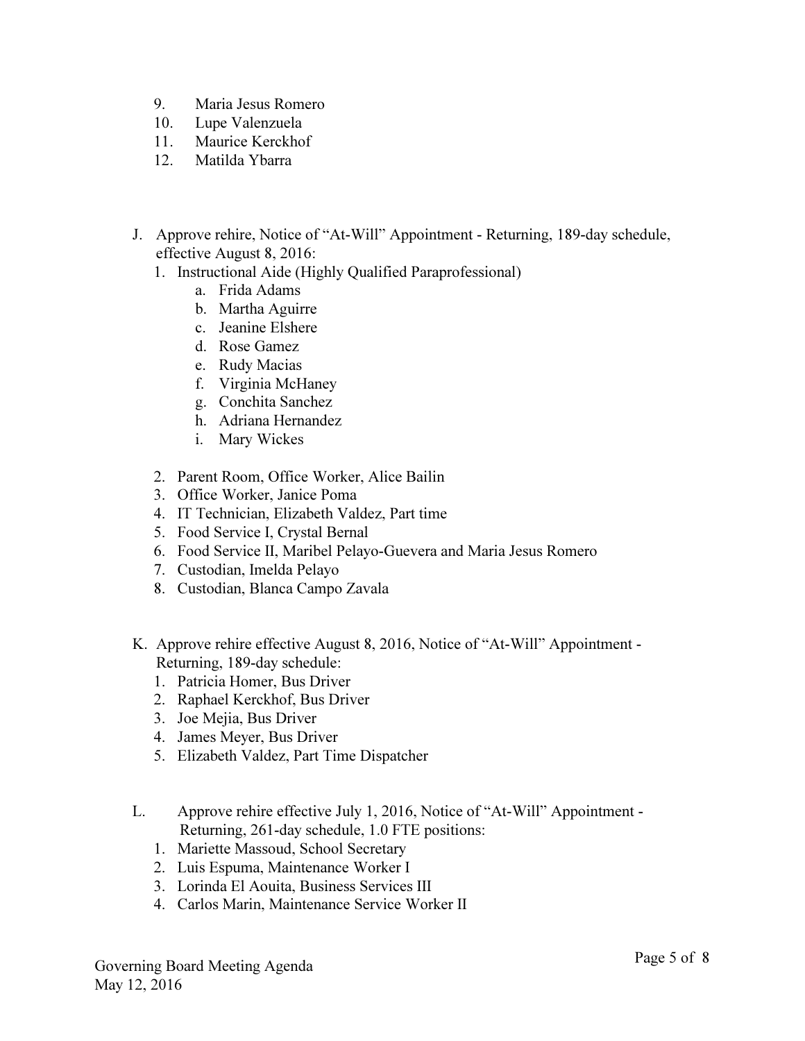9. Maria Jesus Romero
10. Lupe Valenzuela
11. Maurice Kerckhof
12. Matilda Ybarra

J. Approve rehire, Notice of "At-Will" Appointment - Returning, 189-day schedule, effective August 8, 2016:
   1. Instructional Aide (Highly Qualified Paraprofessional)
      a. Frida Adams
      b. Martha Aguirre
      c. Jeanine Elshere
      d. Rose Gamez
      e. Rudy Macias
      f. Virginia McHaney
      g. Conchita Sanchez
      h. Adriana Hernandez
      i. Mary Wickes
   2. Parent Room, Office Worker, Alice Bailin
   3. Office Worker, Janice Poma
   4. IT Technician, Elizabeth Valdez, Part time
   5. Food Service I, Crystal Bernal
   6. Food Service II, Maribel Pelayo-Guevera and Maria Jesus Romero
   7. Custodian, Imelda Pelayo
   8. Custodian, Blanca Campo Zavala

K. Approve rehire effective August 8, 2016, Notice of "At-Will" Appointment - Returning, 189-day schedule:
   1. Patricia Homer, Bus Driver
   2. Raphael Kerckhof, Bus Driver
   3. Joe Mejia, Bus Driver
   4. James Meyer, Bus Driver
   5. Elizabeth Valdez, Part Time Dispatcher

L. Approve rehire effective July 1, 2016, Notice of "At-Will" Appointment - Returning, 261-day schedule, 1.0 FTE positions:
   1. Mariette Massoud, School Secretary
   2. Luis Espuma, Maintenance Worker I
   3. Lorinda El Aouita, Business Services III
   4. Carlos Marin, Maintenance Service Worker II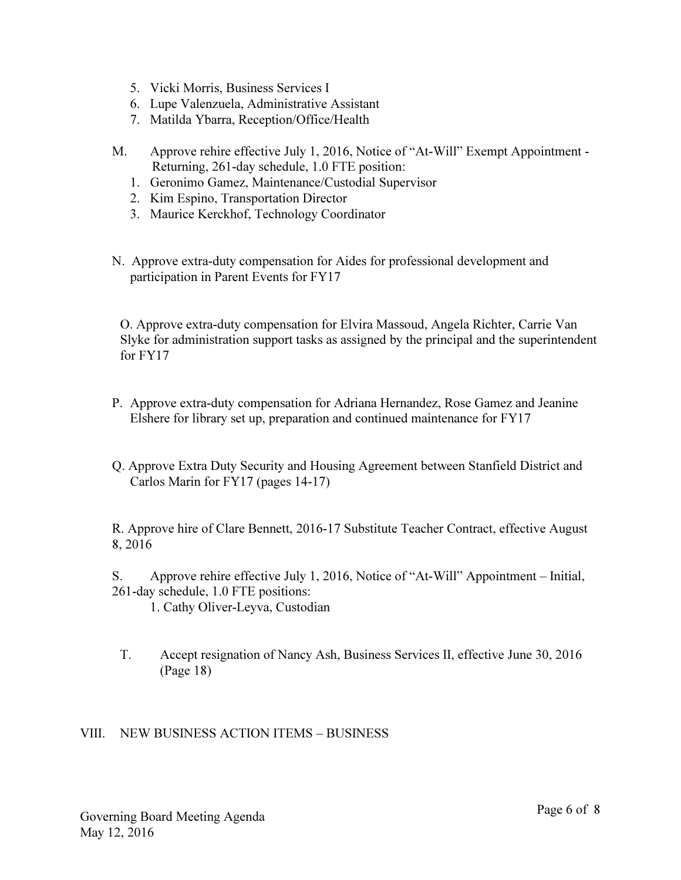5. Vicki Morris, Business Services I
6. Lupe Valenzuela, Administrative Assistant
7. Matilda Ybarra, Reception/Office/Health

M. Approve rehire effective July 1, 2016, Notice of "At-Will" Exempt Appointment - Returning, 261-day schedule, 1.0 FTE position:

1. Geronimo Gamez, Maintenance/Custodial Supervisor
2. Kim Espino, Transportation Director
3. Maurice Kerckhof, Technology Coordinator

N. Approve extra-duty compensation for Aides for professional development and participation in Parent Events for FY17

O. Approve extra-duty compensation for Elvira Massoud, Angela Richter, Carrie Van Slyke for administration support tasks as assigned by the principal and the superintendent for FY17

P. Approve extra-duty compensation for Adriana Hernandez, Rose Gamez and Jeanine Elshere for library set up, preparation and continued maintenance for FY17

Q. Approve Extra Duty Security and Housing Agreement between Stanfield District and Carlos Marin for FY17 (pages 14-17)

R. Approve hire of Clare Bennett, 2016-17 Substitute Teacher Contract, effective August 8, 2016

S. Approve rehire effective July 1, 2016, Notice of "At-Will" Appointment – Initial, 261-day schedule, 1.0 FTE positions:

1. Cathy Oliver-Leyva, Custodian

T. Accept resignation of Nancy Ash, Business Services II, effective June 30, 2016 (Page 18)

VIII. NEW BUSINESS ACTION ITEMS – BUSINESS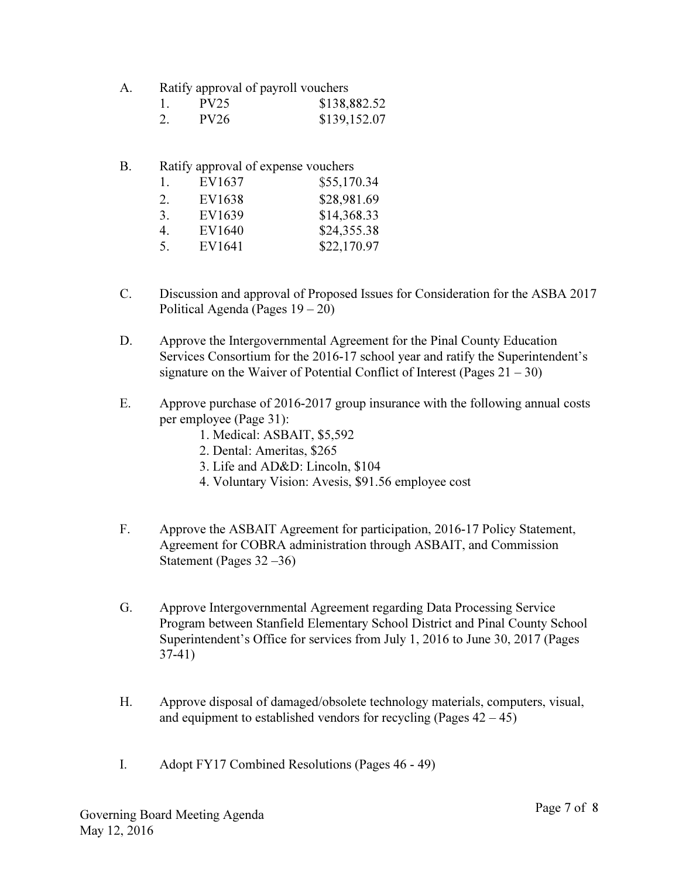A. Ratify approval of payroll vouchers

1. PV25 $138,882.52
2. PV26 $139,152.07

B. Ratify approval of expense vouchers

1. EV1637 $55,170.34
2. EV1638 $28,981.69
3. EV1639 $14,368.33
4. EV1640 $24,355.38
5. EV1641 $22,170.97

C. Discussion and approval of Proposed Issues for Consideration for the ASBA 2017 Political Agenda (Pages 19 – 20)

D. Approve the Intergovernmental Agreement for the Pinal County Education Services Consortium for the 2016-17 school year and ratify the Superintendent's signature on the Waiver of Potential Conflict of Interest (Pages 21 – 30)

E. Approve purchase of 2016-2017 group insurance with the following annual costs per employee (Page 31):

1. Medical: ASBAIT, $5,592
2. Dental: Ameritas, $265
3. Life and AD&D: Lincoln, $104
4. Voluntary Vision: Avesis, $91.56 employee cost

F. Approve the ASBAIT Agreement for participation, 2016-17 Policy Statement, Agreement for COBRA administration through ASBAIT, and Commission Statement (Pages 32 –36)

G. Approve Intergovernmental Agreement regarding Data Processing Service Program between Stanfield Elementary School District and Pinal County School Superintendent's Office for services from July 1, 2016 to June 30, 2017 (Pages 37-41)

H. Approve disposal of damaged/obsolete technology materials, computers, visual, and equipment to established vendors for recycling (Pages 42 – 45)

I. Adopt FY17 Combined Resolutions (Pages 46 - 49)

Governing Board Meeting Agenda
May 12, 2016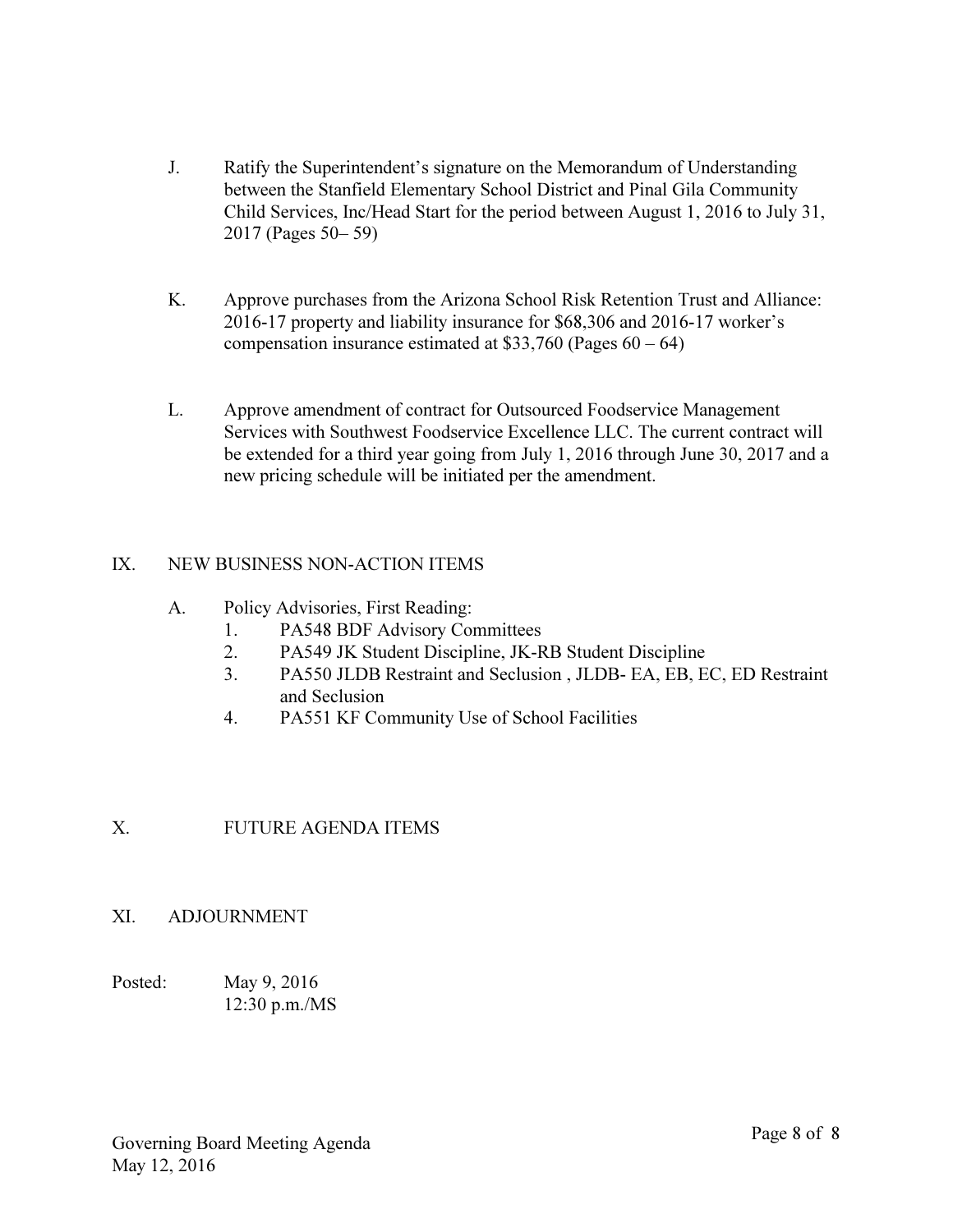J. Ratify the Superintendent's signature on the Memorandum of Understanding between the Stanfield Elementary School District and Pinal Gila Community Child Services, Inc/Head Start for the period between August 1, 2016 to July 31, 2017 (Pages 50– 59)

K. Approve purchases from the Arizona School Risk Retention Trust and Alliance: 2016-17 property and liability insurance for $68,306 and 2016-17 worker's compensation insurance estimated at $33,760 (Pages 60 – 64)

L. Approve amendment of contract for Outsourced Foodservice Management Services with Southwest Foodservice Excellence LLC. The current contract will be extended for a third year going from July 1, 2016 through June 30, 2017 and a new pricing schedule will be initiated per the amendment.

## IX. NEW BUSINESS NON-ACTION ITEMS

A. Policy Advisories, First Reading:

1. PA548 BDF Advisory Committees
2. PA549 JK Student Discipline, JK-RB Student Discipline
3. PA550 JLDB Restraint and Seclusion , JLDB- EA, EB, EC, ED Restraint and Seclusion
4. PA551 KF Community Use of School Facilities

## X. FUTURE AGENDA ITEMS

## XI. ADJOURNMENT

Posted: May 9, 2016
12:30 p.m./MS